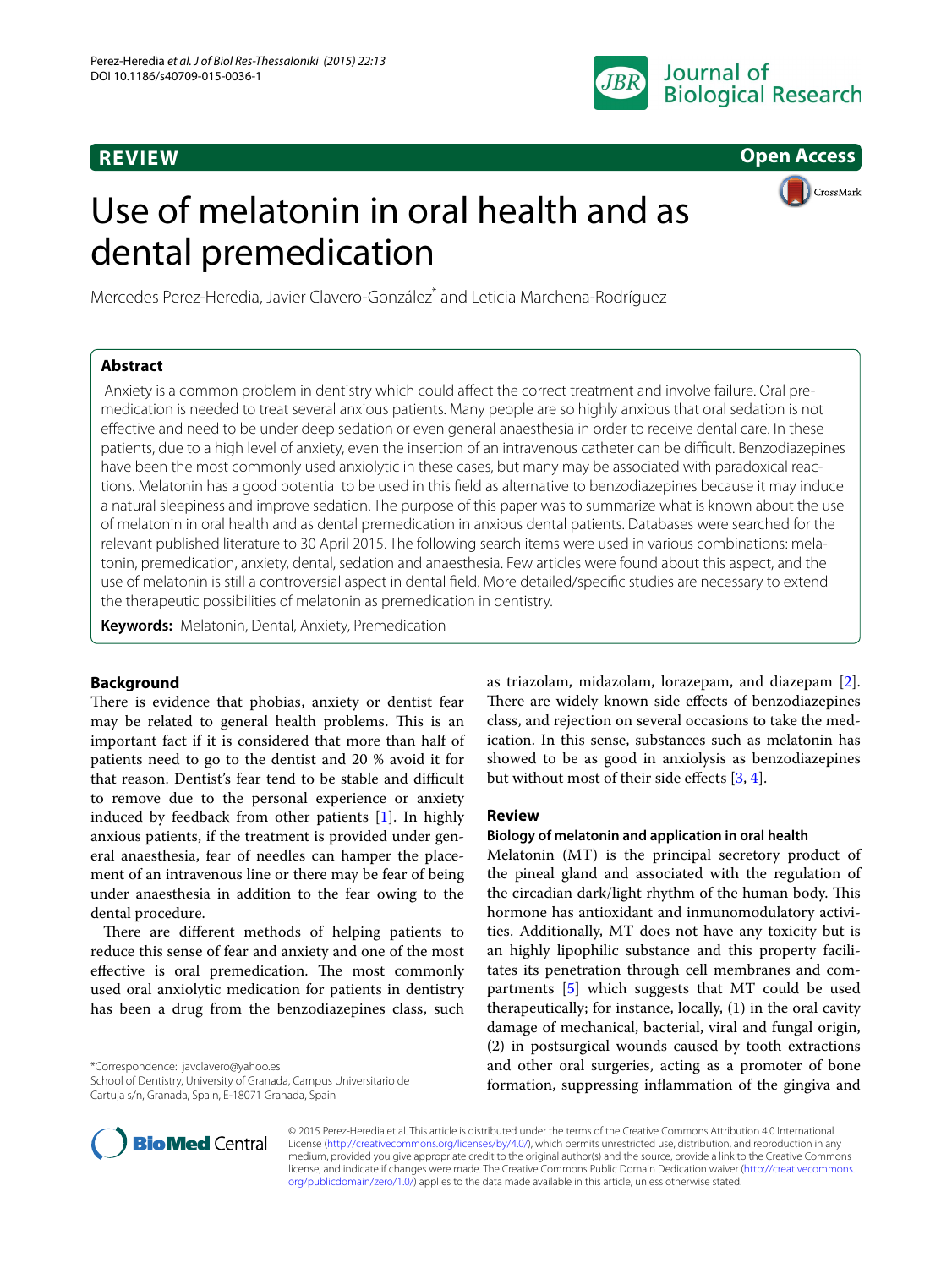REVIEW

Open Access

# Use of melatonin in oral health and as dental premedication

Mercedes Perez-Heredia, Javier Clavero-González* and Leticia Marchena-Rodríguez

## Abstract

Anxiety is a common problem in dentistry which could affect the correct treatment and involve failure. Oral premedication is needed to treat several anxious patients. Many people are so highly anxious that oral sedation is not effective and need to be under deep sedation or even general anaesthesia in order to receive dental care. In these patients, due to a high level of anxiety, even the insertion of an intravenous catheter can be difficult. Benzodiazepines have been the most commonly used anxiolytic in these cases, but many may be associated with paradoxical reactions. Melatonin has a good potential to be used in this field as alternative to benzodiazepines because it may induce a natural sleepiness and improve sedation. The purpose of this paper was to summarize what is known about the use of melatonin in oral health and as dental premedication in anxious dental patients. Databases were searched for the relevant published literature to 30 April 2015. The following search items were used in various combinations: melatonin, premedication, anxiety, dental, sedation and anaesthesia. Few articles were found about this aspect, and the use of melatonin is still a controversial aspect in dental field. More detailed/specific studies are necessary to extend the therapeutic possibilities of melatonin as premedication in dentistry.

**Keywords:** Melatonin, Dental, Anxiety, Premedication

## Background

There is evidence that phobias, anxiety or dentist fear may be related to general health problems. This is an important fact if it is considered that more than half of patients need to go to the dentist and 20 % avoid it for that reason. Dentist's fear tend to be stable and difficult to remove due to the personal experience or anxiety induced by feedback from other patients [1]. In highly anxious patients, if the treatment is provided under general anaesthesia, fear of needles can hamper the placement of an intravenous line or there may be fear of being under anaesthesia in addition to the fear owing to the dental procedure.

There are different methods of helping patients to reduce this sense of fear and anxiety and one of the most effective is oral premedication. The most commonly used oral anxiolytic medication for patients in dentistry has been a drug from the benzodiazepines class, such as triazolam, midazolam, lorazepam, and diazepam [2]. There are widely known side effects of benzodiazepines class, and rejection on several occasions to take the medication. In this sense, substances such as melatonin has showed to be as good in anxiolysis as benzodiazepines but without most of their side effects [3, 4].

## Review

### Biology of melatonin and application in oral health

Melatonin (MT) is the principal secretory product of the pineal gland and associated with the regulation of the circadian dark/light rhythm of the human body. This hormone has antioxidant and inmunomodulatory activities. Additionally, MT does not have any toxicity but is an highly lipophilic substance and this property facilitates its penetration through cell membranes and compartments [5] which suggests that MT could be used therapeutically; for instance, locally, (1) in the oral cavity damage of mechanical, bacterial, viral and fungal origin, (2) in postsurgical wounds caused by tooth extractions and other oral surgeries, acting as a promoter of bone formation, suppressing inflammation of the gingiva and

*Correspondence: javclavero@yahoo.es
School of Dentistry, University of Granada, Campus Universitario de Cartuja s/n, Granada, Spain, E-18071 Granada, Spain

© 2015 Perez-Heredia et al. This article is distributed under the terms of the Creative Commons Attribution 4.0 International License (http://creativecommons.org/licenses/by/4.0/), which permits unrestricted use, distribution, and reproduction in any medium, provided you give appropriate credit to the original author(s) and the source, provide a link to the Creative Commons license, and indicate if changes were made. The Creative Commons Public Domain Dedication waiver (http://creativecommons.org/publicdomain/zero/1.0/) applies to the data made available in this article, unless otherwise stated.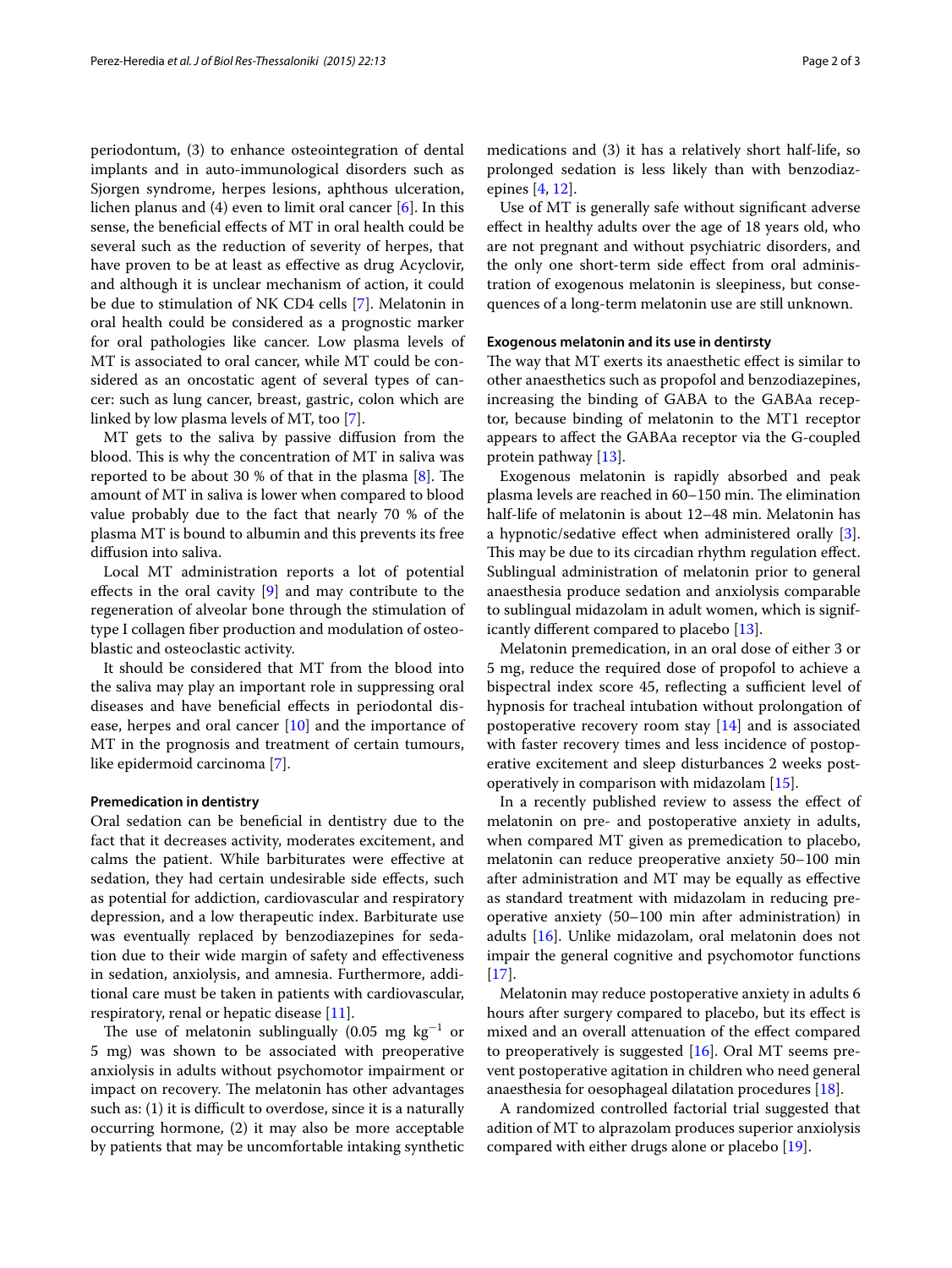periodontum, (3) to enhance osteointegration of dental implants and in auto-immunological disorders such as Sjorgen syndrome, herpes lesions, aphthous ulceration, lichen planus and (4) even to limit oral cancer [6]. In this sense, the beneficial effects of MT in oral health could be several such as the reduction of severity of herpes, that have proven to be at least as effective as drug Acyclovir, and although it is unclear mechanism of action, it could be due to stimulation of NK CD4 cells [7]. Melatonin in oral health could be considered as a prognostic marker for oral pathologies like cancer. Low plasma levels of MT is associated to oral cancer, while MT could be considered as an oncostatic agent of several types of cancer: such as lung cancer, breast, gastric, colon which are linked by low plasma levels of MT, too [7].

MT gets to the saliva by passive diffusion from the blood. This is why the concentration of MT in saliva was reported to be about 30 % of that in the plasma [8]. The amount of MT in saliva is lower when compared to blood value probably due to the fact that nearly 70 % of the plasma MT is bound to albumin and this prevents its free diffusion into saliva.

Local MT administration reports a lot of potential effects in the oral cavity [9] and may contribute to the regeneration of alveolar bone through the stimulation of type I collagen fiber production and modulation of osteoblastic and osteoclastic activity.

It should be considered that MT from the blood into the saliva may play an important role in suppressing oral diseases and have beneficial effects in periodontal disease, herpes and oral cancer [10] and the importance of MT in the prognosis and treatment of certain tumours, like epidermoid carcinoma [7].

### Premedication in dentistry

Oral sedation can be beneficial in dentistry due to the fact that it decreases activity, moderates excitement, and calms the patient. While barbiturates were effective at sedation, they had certain undesirable side effects, such as potential for addiction, cardiovascular and respiratory depression, and a low therapeutic index. Barbiturate use was eventually replaced by benzodiazepines for sedation due to their wide margin of safety and effectiveness in sedation, anxiolysis, and amnesia. Furthermore, additional care must be taken in patients with cardiovascular, respiratory, renal or hepatic disease [11].

The use of melatonin sublingually ($0.05\ mg\ kg^{-1}$ or 5 mg) was shown to be associated with preoperative anxiolysis in adults without psychomotor impairment or impact on recovery. The melatonin has other advantages such as: (1) it is difficult to overdose, since it is a naturally occurring hormone, (2) it may also be more acceptable by patients that may be uncomfortable intaking synthetic medications and (3) it has a relatively short half-life, so prolonged sedation is less likely than with benzodiazepines [4, 12].

Use of MT is generally safe without significant adverse effect in healthy adults over the age of 18 years old, who are not pregnant and without psychiatric disorders, and the only one short-term side effect from oral administration of exogenous melatonin is sleepiness, but consequences of a long-term melatonin use are still unknown.

### Exogenous melatonin and its use in dentirsty

The way that MT exerts its anaesthetic effect is similar to other anaesthetics such as propofol and benzodiazepines, increasing the binding of GABA to the GABAa receptor, because binding of melatonin to the MT1 receptor appears to affect the GABAa receptor via the G-coupled protein pathway [13].

Exogenous melatonin is rapidly absorbed and peak plasma levels are reached in 60–150 min. The elimination half-life of melatonin is about 12–48 min. Melatonin has a hypnotic/sedative effect when administered orally [3]. This may be due to its circadian rhythm regulation effect. Sublingual administration of melatonin prior to general anaesthesia produce sedation and anxiolysis comparable to sublingual midazolam in adult women, which is significantly different compared to placebo [13].

Melatonin premedication, in an oral dose of either 3 or 5 mg, reduce the required dose of propofol to achieve a bispectral index score 45, reflecting a sufficient level of hypnosis for tracheal intubation without prolongation of postoperative recovery room stay [14] and is associated with faster recovery times and less incidence of postoperative excitement and sleep disturbances 2 weeks postoperatively in comparison with midazolam [15].

In a recently published review to assess the effect of melatonin on pre- and postoperative anxiety in adults, when compared MT given as premedication to placebo, melatonin can reduce preoperative anxiety 50–100 min after administration and MT may be equally as effective as standard treatment with midazolam in reducing preoperative anxiety (50–100 min after administration) in adults [16]. Unlike midazolam, oral melatonin does not impair the general cognitive and psychomotor functions [17].

Melatonin may reduce postoperative anxiety in adults 6 hours after surgery compared to placebo, but its effect is mixed and an overall attenuation of the effect compared to preoperatively is suggested [16]. Oral MT seems prevent postoperative agitation in children who need general anaesthesia for oesophageal dilatation procedures [18].

A randomized controlled factorial trial suggested that adition of MT to alprazolam produces superior anxiolysis compared with either drugs alone or placebo [19].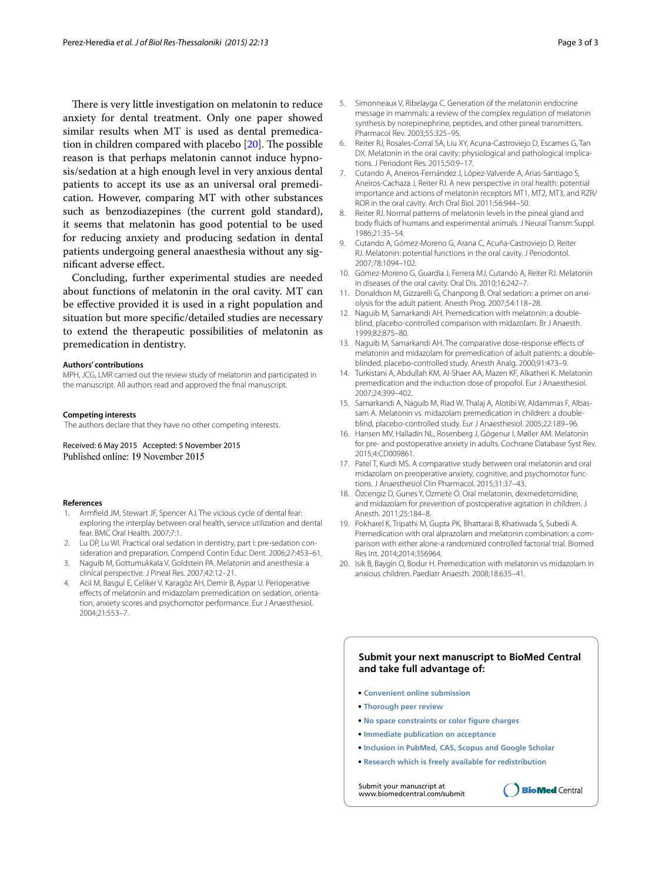There is very little investigation on melatonin to reduce anxiety for dental treatment. Only one paper showed similar results when MT is used as dental premedication in children compared with placebo [20]. The possible reason is that perhaps melatonin cannot induce hypnosis/sedation at a high enough level in very anxious dental patients to accept its use as an universal oral premedication. However, comparing MT with other substances such as benzodiazepines (the current gold standard), it seems that melatonin has good potential to be used for reducing anxiety and producing sedation in dental patients undergoing general anaesthesia without any significant adverse effect.

Concluding, further experimental studies are needed about functions of melatonin in the oral cavity. MT can be effective provided it is used in a right population and situation but more specific/detailed studies are necessary to extend the therapeutic possibilities of melatonin as premedication in dentistry.

#### Authors' contributions

MPH, JCG, LMR carried out the review study of melatonin and participated in the manuscript. All authors read and approved the final manuscript.

#### Competing interests

The authors declare that they have no other competing interests.

Received: 6 May 2015 Accepted: 5 November 2015
Published online: 19 November 2015

#### References

1. Armfield JM, Stewart JF, Spencer AJ. The vicious cycle of dental fear: exploring the interplay between oral health, service utilization and dental fear. BMC Oral Health. 2007;7:1.
2. Lu DP, Lu WI. Practical oral sedation in dentistry, part I: pre-sedation consideration and preparation. Compend Contin Educ Dent. 2006;27:453–61.
3. Naguib M, Gottumukkala V, Goldstein PA. Melatonin and anesthesia: a clinical perspective. J Pineal Res. 2007;42:12–21.
4. Acil M, Basgul E, Celiker V, Karagöz AH, Demir B, Aypar U. Perioperative effects of melatonin and midazolam premedication on sedation, orientation, anxiety scores and psychomotor performance. Eur J Anaesthesiol. 2004;21:553–7.
5. Simonneaux V, Ribelayga C. Generation of the melatonin endocrine message in mammals: a review of the complex regulation of melatonin synthesis by norepinephrine, peptides, and other pineal transmitters. Pharmacol Rev. 2003;55:325–95.
6. Reiter RJ, Rosales-Corral SA, Liu XY, Acuna-Castroviejo D, Escames G, Tan DX. Melatonin in the oral cavity: physiological and pathological implications. J Periodont Res. 2015;50:9–17.
7. Cutando A, Aneiros-Fernández J, López-Valverde A, Arias-Santiago S, Aneiros-Cachaza J, Reiter RJ. A new perspective in oral health: potential importance and actions of melatonin receptors MT1, MT2, MT3, and RZR/ROR in the oral cavity. Arch Oral Biol. 2011;56:944–50.
8. Reiter RJ. Normal patterns of melatonin levels in the pineal gland and body fluids of humans and experimental animals. J Neural Transm Suppl. 1986;21:35–54.
9. Cutando A, Gómez-Moreno G, Arana C, Acuña-Castroviejo D, Reiter RJ. Melatonin: potential functions in the oral cavity. J Periodontol. 2007;78:1094–102.
10. Gómez-Moreno G, Guardia J, Ferrera MJ, Cutando A, Reiter RJ. Melatonin in diseases of the oral cavity. Oral Dis. 2010;16:242–7.
11. Donaldson M, Gizzarelli G, Chanpong B. Oral sedation: a primer on anxiolysis for the adult patient. Anesth Prog. 2007;54:118–28.
12. Naguib M, Samarkandi AH. Premedication with melatonin: a double-blind, placebo-controlled comparison with midazolam. Br J Anaesth. 1999;82:875–80.
13. Naguib M, Samarkandi AH. The comparative dose-response effects of melatonin and midazolam for premedication of adult patients: a double-blinded, placebo-controlled study. Anesth Analg. 2000;91:473–9.
14. Turkistani A, Abdullah KM, Al-Shaer AA, Mazen KF, Alkatheri K. Melatonin premedication and the induction dose of propofol. Eur J Anaesthesiol. 2007;24:399–402.
15. Samarkandi A, Naguib M, Riad W, Thalaj A, Alotibi W, Aldammas F, Albassam A. Melatonin vs. midazolam premedication in children: a double-blind, placebo-controlled study. Eur J Anaesthesiol. 2005;22:189–96.
16. Hansen MV, Halladin NL, Rosenberg J, Gögenur I, Møller AM. Melatonin for pre- and postoperative anxiety in adults. Cochrane Database Syst Rev. 2015;4:CD009861.
17. Patel T, Kurdi MS. A comparative study between oral melatonin and oral midazolam on preoperative anxiety, cognitive, and psychomotor functions. J Anaesthesiol Clin Pharmacol. 2015;31:37–43.
18. Özcengiz D, Gunes Y, Ozmete O. Oral melatonin, dexmedetomidine, and midazolam for prevention of postoperative agitation in children. J Anesth. 2011;25:184–8.
19. Pokharel K, Tripathi M, Gupta PK, Bhattarai B, Khatiwada S, Subedi A. Premedication with oral alprazolam and melatonin combination: a comparison with either alone-a randomized controlled factorial trial. Biomed Res Int. 2014;2014:356964.
20. Isik B, Baygin O, Bodur H. Premedication with melatonin vs midazolam in anxious children. Paediatr Anaesth. 2008;18:635–41.